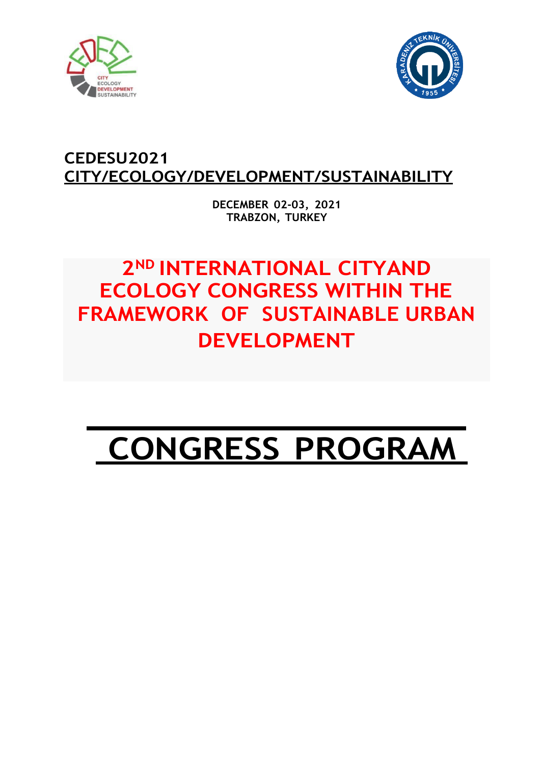**CEDESU2021**
**CITY/ECOLOGY/DEVELOPMENT/SUSTAINABILITY**

**DECEMBER 02-03, 2021**
**TRABZON, TURKEY**

# 2ND INTERNATIONAL CITYAND ECOLOGY CONGRESS WITHIN THE FRAMEWORK OF SUSTAINABLE URBAN DEVELOPMENT

# CONGRESS PROGRAM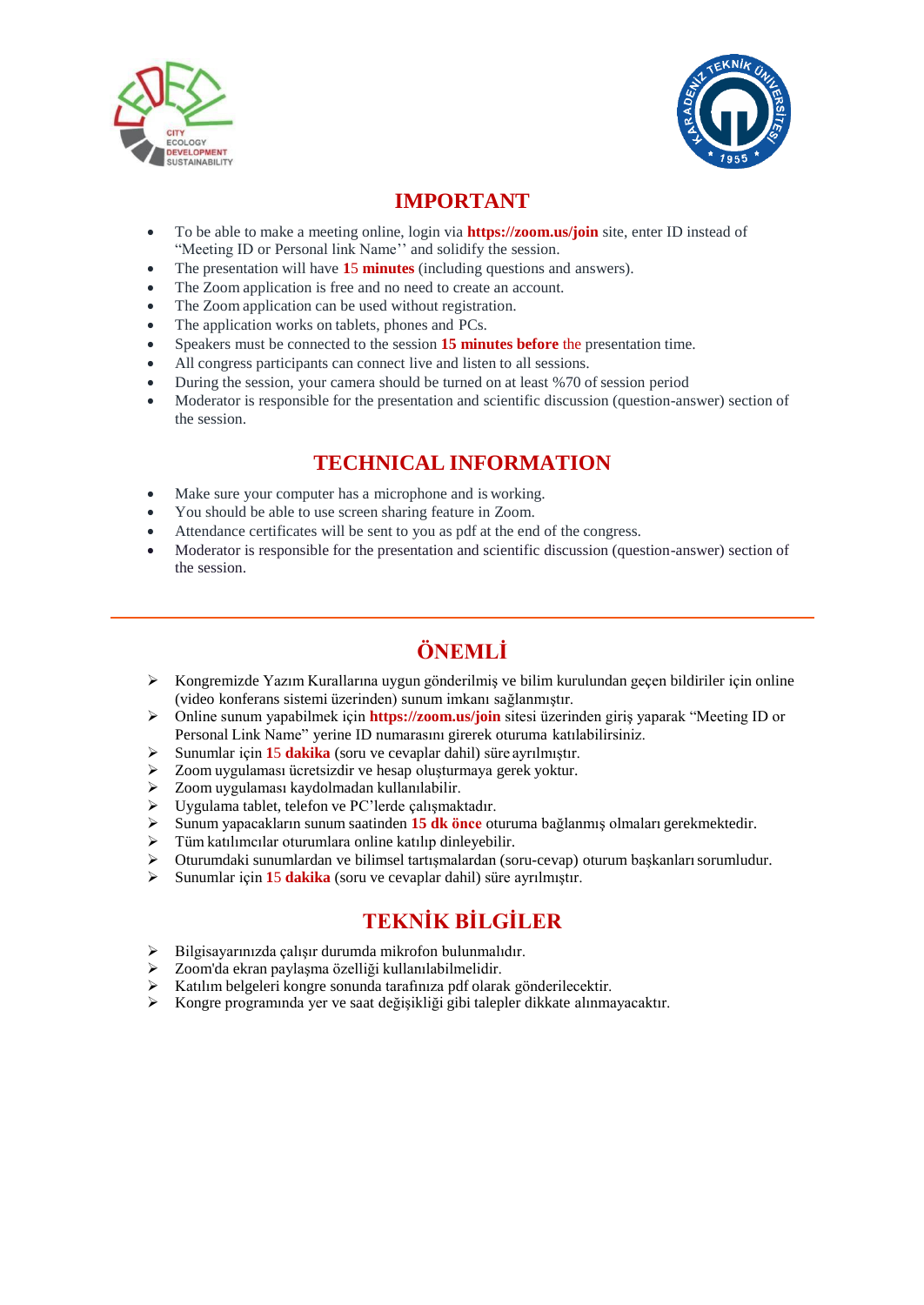## IMPORTANT

- To be able to make a meeting online, login via **https://zoom.us/join** site, enter ID instead of "Meeting ID or Personal link Name'' and solidify the session.
- The presentation will have **15 minutes** (including questions and answers).
- The Zoom application is free and no need to create an account.
- The Zoom application can be used without registration.
- The application works on tablets, phones and PCs.
- Speakers must be connected to the session **15 minutes before** the presentation time.
- All congress participants can connect live and listen to all sessions.
- During the session, your camera should be turned on at least %70 of session period
- Moderator is responsible for the presentation and scientific discussion (question-answer) section of the session.

## TECHNICAL INFORMATION

- Make sure your computer has a microphone and is working.
- You should be able to use screen sharing feature in Zoom.
- Attendance certificates will be sent to you as pdf at the end of the congress.
- Moderator is responsible for the presentation and scientific discussion (question-answer) section of the session.

---

## ÖNEMLİ

- Kongremizde Yazım Kurallarına uygun gönderilmiş ve bilim kurulundan geçen bildiriler için online (video konferans sistemi üzerinden) sunum imkanı sağlanmıştır.
- Online sunum yapabilmek için **https://zoom.us/join** sitesi üzerinden giriş yaparak "Meeting ID or Personal Link Name" yerine ID numarasını girerek oturuma katılabilirsiniz.
- Sunumlar için **15 dakika** (soru ve cevaplar dahil) süre ayrılmıştır.
- Zoom uygulaması ücretsizdir ve hesap oluşturmaya gerek yoktur.
- Zoom uygulaması kaydolmadan kullanılabilir.
- Uygulama tablet, telefon ve PC'lerde çalışmaktadır.
- Sunum yapacakların sunum saatinden **15 dk önce** oturuma bağlanmış olmaları gerekmektedir.
- Tüm katılımcılar oturumlara online katılıp dinleyebilir.
- Oturumdaki sunumlardan ve bilimsel tartışmalardan (soru-cevap) oturum başkanları sorumludur.
- Sunumlar için **15 dakika** (soru ve cevaplar dahil) süre ayrılmıştır.

## TEKNİK BİLGİLER

- Bilgisayarınızda çalışır durumda mikrofon bulunmalıdır.
- Zoom'da ekran paylaşma özelliği kullanılabilmelidir.
- Katılım belgeleri kongre sonunda tarafınıza pdf olarak gönderilecektir.
- Kongre programında yer ve saat değişikliği gibi talepler dikkate alınmayacaktır.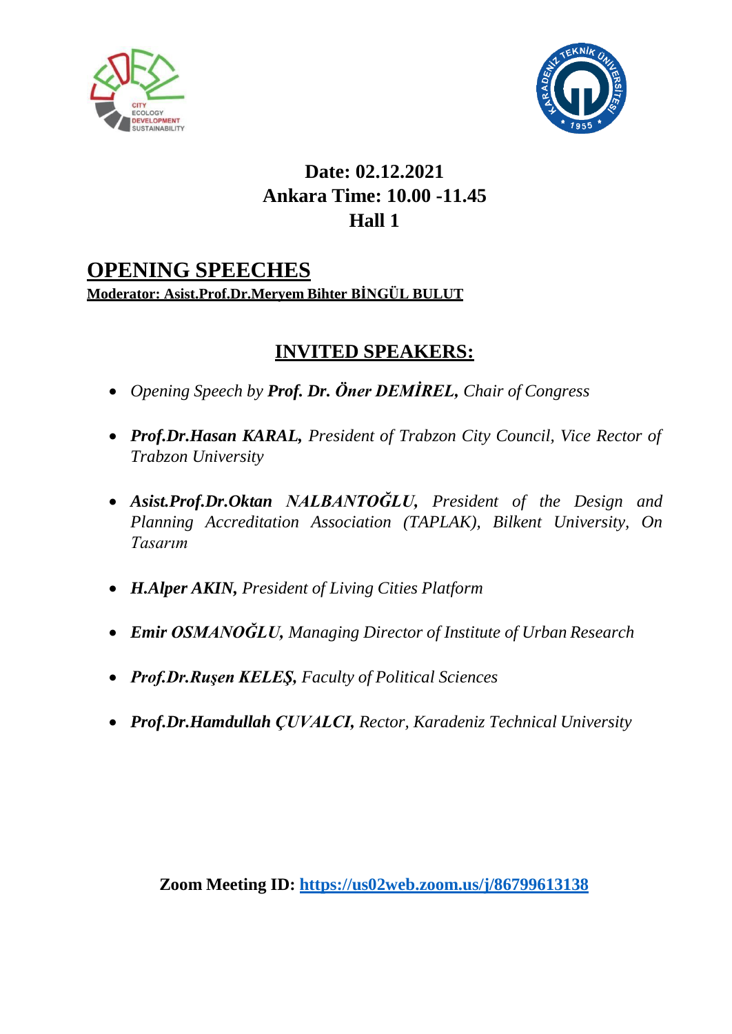**Date: 02.12.2021**
**Ankara Time: 10.00 -11.45**
**Hall 1**

# OPENING SPEECHES

**Moderator: Asist.Prof.Dr.Meryem Bihter BİNGÜL BULUT**

## INVITED SPEAKERS:

- *Opening Speech by* ***Prof. Dr. Öner DEMİREL,*** *Chair of Congress*
- ***Prof.Dr.Hasan KARAL,*** *President of Trabzon City Council, Vice Rector of Trabzon University*
- ***Asist.Prof.Dr.Oktan NALBANTOĞLU,*** *President of the Design and Planning Accreditation Association (TAPLAK), Bilkent University, On Tasarım*
- ***H.Alper AKIN,*** *President of Living Cities Platform*
- ***Emir OSMANOĞLU,*** *Managing Director of Institute of Urban Research*
- ***Prof.Dr.Ruşen KELEŞ,*** *Faculty of Political Sciences*
- ***Prof.Dr.Hamdullah ÇUVALCI,*** *Rector, Karadeniz Technical University*

**Zoom Meeting ID: https://us02web.zoom.us/j/86799613138**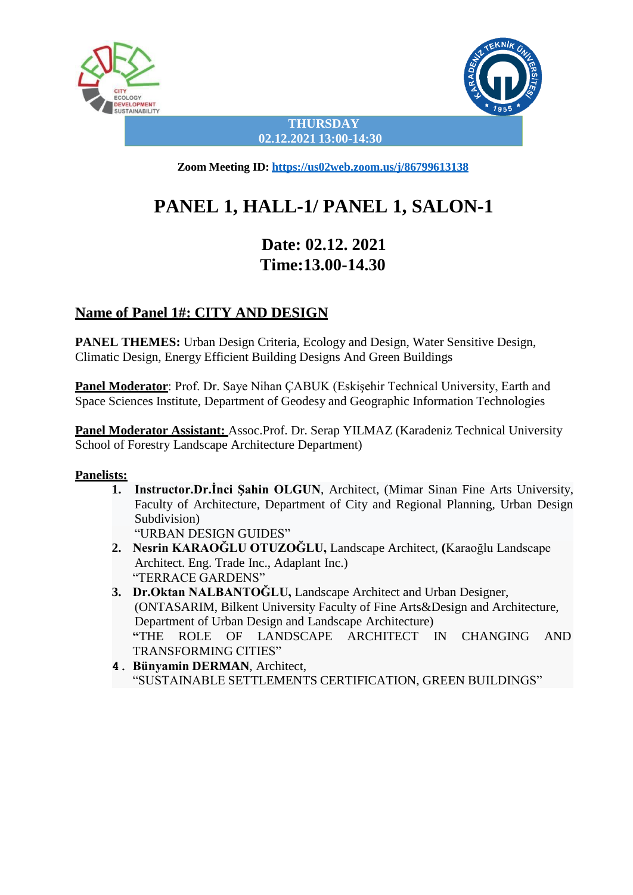**THURSDAY**
**02.12.2021 13:00-14:30**

**Zoom Meeting ID: https://us02web.zoom.us/j/86799613138**

# PANEL 1, HALL-1/ PANEL 1, SALON-1

## Date: 02.12. 2021
## Time:13.00-14.30

## Name of Panel 1#: CITY AND DESIGN

**PANEL THEMES:** Urban Design Criteria, Ecology and Design, Water Sensitive Design, Climatic Design, Energy Efficient Building Designs And Green Buildings

**Panel Moderator**: Prof. Dr. Saye Nihan ÇABUK (Eskişehir Technical University, Earth and Space Sciences Institute, Department of Geodesy and Geographic Information Technologies

**Panel Moderator Assistant:** Assoc.Prof. Dr. Serap YILMAZ (Karadeniz Technical University School of Forestry Landscape Architecture Department)

**Panelists:**

1. **Instructor.Dr.İnci Şahin OLGUN**, Architect, (Mimar Sinan Fine Arts University, Faculty of Architecture, Department of City and Regional Planning, Urban Design Subdivision)
   "URBAN DESIGN GUIDES"
2. **Nesrin KARAOĞLU OTUZOĞLU,** Landscape Architect, **(**Karaoğlu Landscape Architect. Eng. Trade Inc., Adaplant Inc.)
   "TERRACE GARDENS"
3. **Dr.Oktan NALBANTOĞLU,** Landscape Architect and Urban Designer, (ONTASARIM, Bilkent University Faculty of Fine Arts&Design and Architecture, Department of Urban Design and Landscape Architecture)
   **"**THE ROLE OF LANDSCAPE ARCHITECT IN CHANGING AND TRANSFORMING CITIES"
4. **Bünyamin DERMAN**, Architect,
   "SUSTAINABLE SETTLEMENTS CERTIFICATION, GREEN BUILDINGS"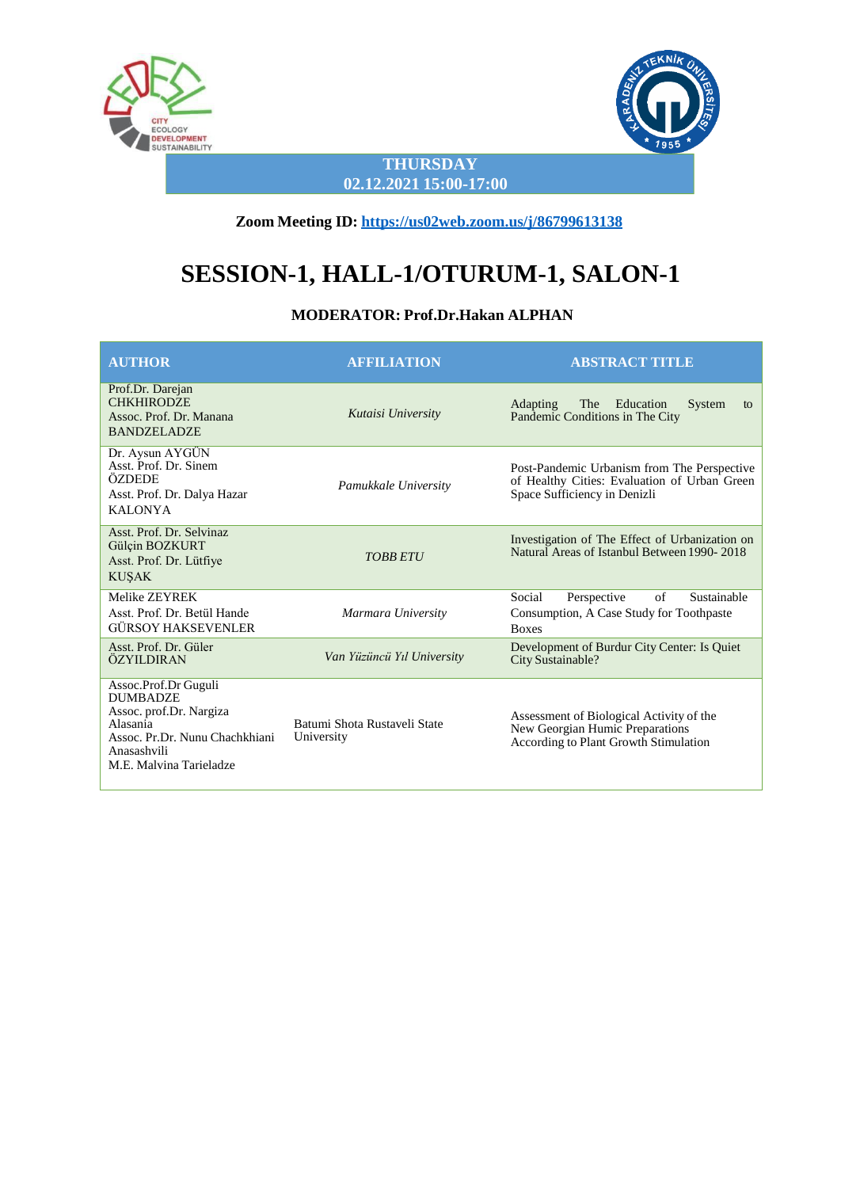**THURSDAY**
**02.12.2021 15:00-17:00**

**Zoom Meeting ID: https://us02web.zoom.us/j/86799613138**

# SESSION-1, HALL-1/OTURUM-1, SALON-1

**MODERATOR: Prof.Dr.Hakan ALPHAN**

| AUTHOR | AFFILIATION | ABSTRACT TITLE |
|---|---|---|
| Prof.Dr. Darejan CHKHIRODZE<br>Assoc. Prof. Dr. Manana BANDZELADZE | *Kutaisi University* | Adapting The Education System to Pandemic Conditions in The City |
| Dr. Aysun AYGÜN<br>Asst. Prof. Dr. Sinem ÖZDEDE<br>Asst. Prof. Dr. Dalya Hazar KALONYA | *Pamukkale University* | Post-Pandemic Urbanism from The Perspective of Healthy Cities: Evaluation of Urban Green Space Sufficiency in Denizli |
| Asst. Prof. Dr. Selvinaz Gülçin BOZKURT<br>Asst. Prof. Dr. Lütfiye KUŞAK | *TOBB ETU* | Investigation of The Effect of Urbanization on Natural Areas of Istanbul Between 1990- 2018 |
| Melike ZEYREK<br>Asst. Prof. Dr. Betül Hande GÜRSOY HAKSEVENLER | *Marmara University* | Social Perspective of Sustainable Consumption, A Case Study for Toothpaste Boxes |
| Asst. Prof. Dr. Güler ÖZYILDIRAN | *Van Yüzüncü Yıl University* | Development of Burdur City Center: Is Quiet City Sustainable? |
| Assoc.Prof.Dr Guguli DUMBADZE<br>Assoc. prof.Dr. Nargiza Alasania<br>Assoc. Pr.Dr. Nunu Chachkhiani Anasashvili<br>M.E. Malvina Tarieladze | Batumi Shota Rustaveli State University | Assessment of Biological Activity of the New Georgian Humic Preparations According to Plant Growth Stimulation |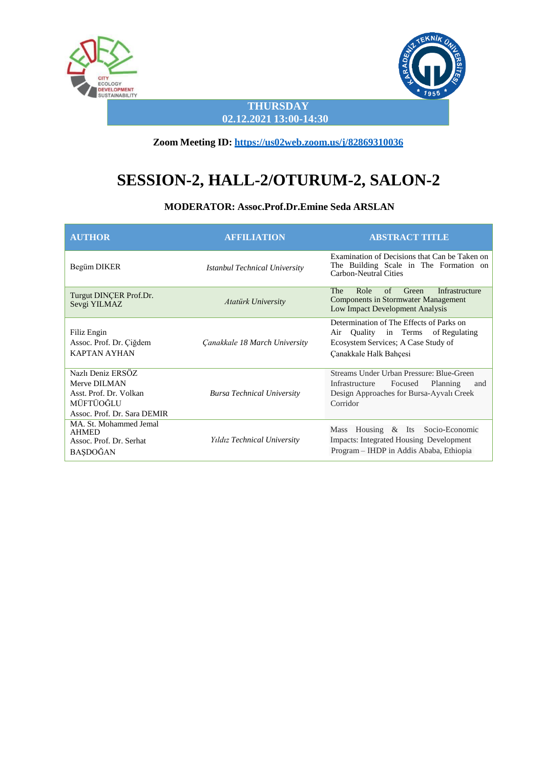**THURSDAY**
**02.12.2021 13:00-14:30**

**Zoom Meeting ID: [https://us02web.zoom.us/j/82869310036](https://us02web.zoom.us/j/82869310036)**

# SESSION-2, HALL-2/OTURUM-2, SALON-2

**MODERATOR: Assoc.Prof.Dr.Emine Seda ARSLAN**

| AUTHOR | AFFILIATION | ABSTRACT TITLE |
|---|---|---|
| Begüm DIKER | *Istanbul Technical University* | Examination of Decisions that Can be Taken on The Building Scale in The Formation on Carbon-Neutral Cities |
| Turgut DINÇER Prof.Dr. Sevgi YILMAZ | *Atatürk University* | The Role of Green Infrastructure Components in Stormwater Management Low Impact Development Analysis |
| Filiz Engin<br>Assoc. Prof. Dr. Çiğdem KAPTAN AYHAN | *Çanakkale 18 March University* | Determination of The Effects of Parks on Air Quality in Terms of Regulating Ecosystem Services; A Case Study of Çanakkale Halk Bahçesi |
| Nazlı Deniz ERSÖZ<br>Merve DILMAN<br>Asst. Prof. Dr. Volkan MÜFTÜOĞLU<br>Assoc. Prof. Dr. Sara DEMIR | *Bursa Technical University* | Streams Under Urban Pressure: Blue-Green Infrastructure Focused Planning and Design Approaches for Bursa-Ayvalı Creek Corridor |
| MA. St. Mohammed Jemal AHMED<br>Assoc. Prof. Dr. Serhat BAŞDOĞAN | *Yıldız Technical University* | Mass Housing & Its Socio-Economic Impacts: Integrated Housing Development Program – IHDP in Addis Ababa, Ethiopia |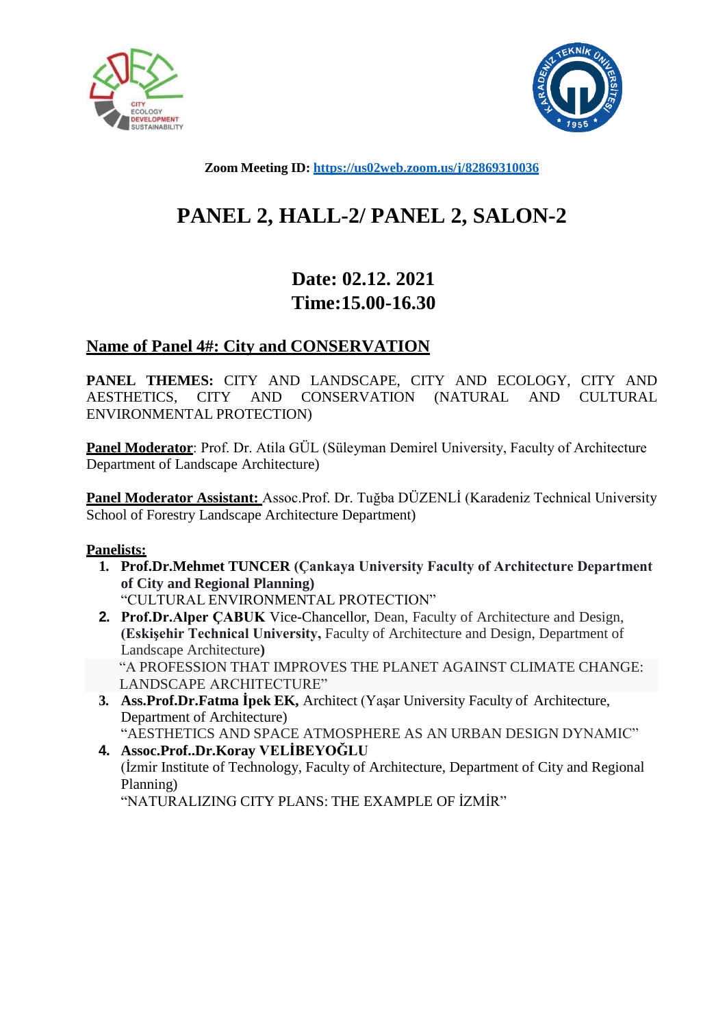**Zoom Meeting ID: https://us02web.zoom.us/j/82869310036**

# PANEL 2, HALL-2/ PANEL 2, SALON-2

## Date: 02.12. 2021
## Time:15.00-16.30

### Name of Panel 4#: City and CONSERVATION

**PANEL THEMES:** CITY AND LANDSCAPE, CITY AND ECOLOGY, CITY AND AESTHETICS, CITY AND CONSERVATION (NATURAL AND CULTURAL ENVIRONMENTAL PROTECTION)

**Panel Moderator**: Prof. Dr. Atila GÜL (Süleyman Demirel University, Faculty of Architecture Department of Landscape Architecture)

**Panel Moderator Assistant:** Assoc.Prof. Dr. Tuğba DÜZENLİ (Karadeniz Technical University School of Forestry Landscape Architecture Department)

**Panelists:**

1. **Prof.Dr.Mehmet TUNCER (Çankaya University Faculty of Architecture Department of City and Regional Planning)**
   "CULTURAL ENVIRONMENTAL PROTECTION"
2. **Prof.Dr.Alper ÇABUK** Vice-Chancellor, Dean, Faculty of Architecture and Design, **(Eskişehir Technical University,** Faculty of Architecture and Design, Department of Landscape Architecture**)**
   "A PROFESSION THAT IMPROVES THE PLANET AGAINST CLIMATE CHANGE: LANDSCAPE ARCHITECTURE"
3. **Ass.Prof.Dr.Fatma İpek EK,** Architect (Yaşar University Faculty of Architecture, Department of Architecture)
   "AESTHETICS AND SPACE ATMOSPHERE AS AN URBAN DESIGN DYNAMIC"
4. **Assoc.Prof..Dr.Koray VELİBEYOĞLU**
   (İzmir Institute of Technology, Faculty of Architecture, Department of City and Regional Planning)
   "NATURALIZING CITY PLANS: THE EXAMPLE OF İZMİR"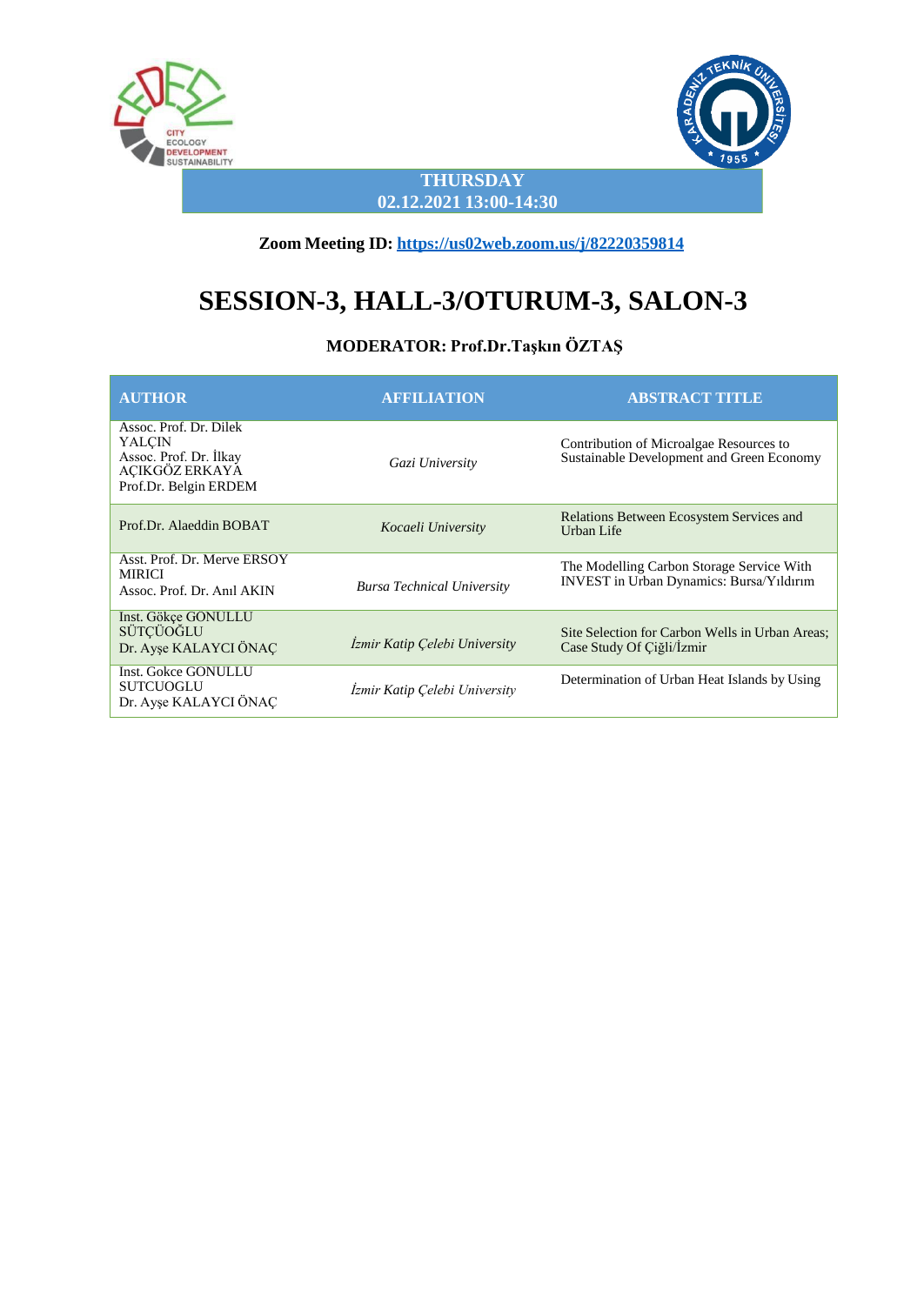**THURSDAY**
**02.12.2021 13:00-14:30**

**Zoom Meeting ID: [https://us02web.zoom.us/j/82220359814](https://us02web.zoom.us/j/82220359814)**

# SESSION-3, HALL-3/OTURUM-3, SALON-3

### MODERATOR: Prof.Dr.Taşkın ÖZTAŞ

| AUTHOR | AFFILIATION | ABSTRACT TITLE |
|---|---|---|
| Assoc. Prof. Dr. Dilek YALÇIN<br>Assoc. Prof. Dr. İlkay AÇIKGÖZ ERKAYA<br>Prof.Dr. Belgin ERDEM | *Gazi University* | Contribution of Microalgae Resources to Sustainable Development and Green Economy |
| Prof.Dr. Alaeddin BOBAT | *Kocaeli University* | Relations Between Ecosystem Services and Urban Life |
| Asst. Prof. Dr. Merve ERSOY MIRICI<br>Assoc. Prof. Dr. Anıl AKIN | *Bursa Technical University* | The Modelling Carbon Storage Service With INVEST in Urban Dynamics: Bursa/Yıldırım |
| Inst. Gökçe GONULLU SÜTÇÜOĞLU<br>Dr. Ayşe KALAYCI ÖNAÇ | *İzmir Katip Çelebi University* | Site Selection for Carbon Wells in Urban Areas; Case Study Of Çiğli/İzmir |
| Inst. Gokce GONULLU SUTCUOGLU<br>Dr. Ayşe KALAYCI ÖNAÇ | *İzmir Katip Çelebi University* | Determination of Urban Heat Islands by Using |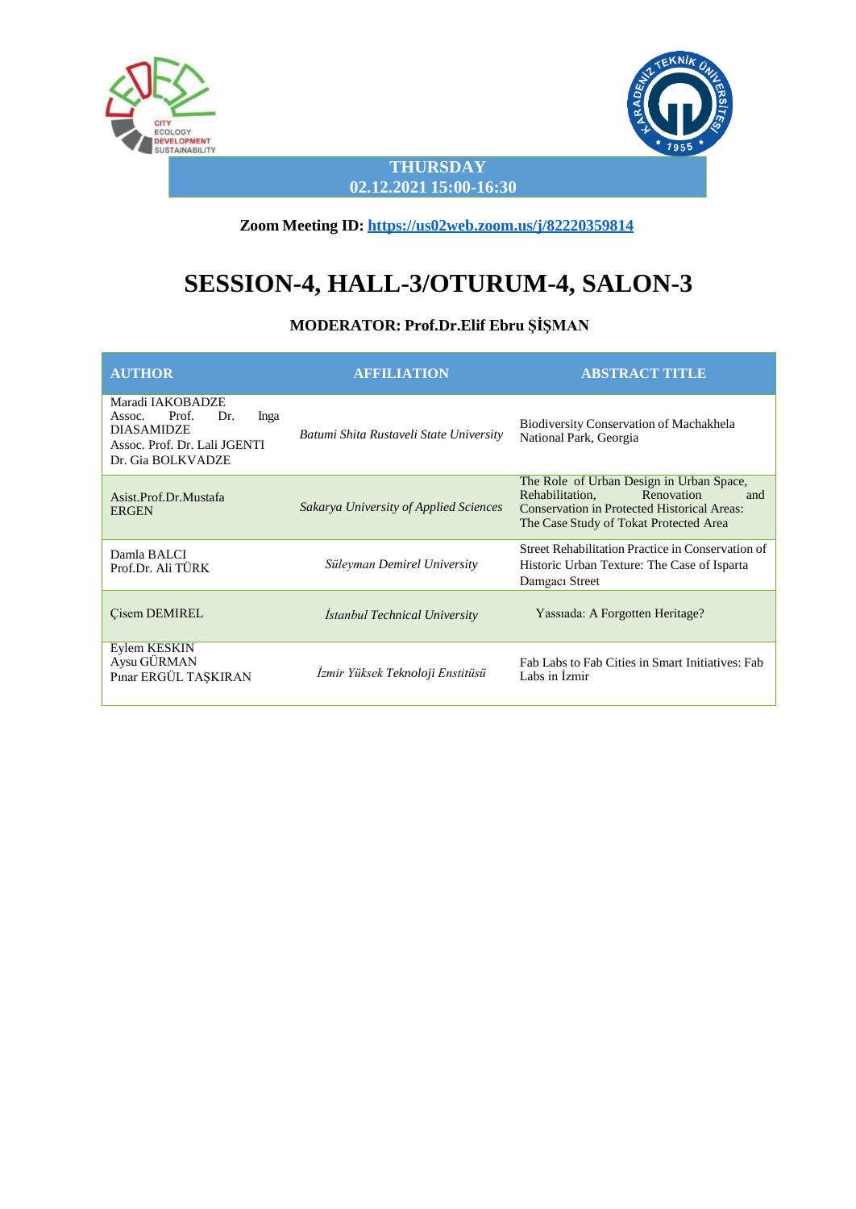**THURSDAY**
**02.12.2021 15:00-16:30**

**Zoom Meeting ID: https://us02web.zoom.us/j/82220359814**

# SESSION-4, HALL-3/OTURUM-4, SALON-3

### MODERATOR: Prof.Dr.Elif Ebru ŞİŞMAN

| AUTHOR | AFFILIATION | ABSTRACT TITLE |
|---|---|---|
| Maradi IAKOBADZE<br>Assoc. Prof. Dr. Inga DIASAMIDZE<br>Assoc. Prof. Dr. Lali JGENTI<br>Dr. Gia BOLKVADZE | *Batumi Shita Rustaveli State University* | Biodiversity Conservation of Machakhela National Park, Georgia |
| Asist.Prof.Dr.Mustafa ERGEN | *Sakarya University of Applied Sciences* | The Role of Urban Design in Urban Space, Rehabilitation, Renovation and Conservation in Protected Historical Areas: The Case Study of Tokat Protected Area |
| Damla BALCI<br>Prof.Dr. Ali TÜRK | *Süleyman Demirel University* | Street Rehabilitation Practice in Conservation of Historic Urban Texture: The Case of Isparta Damgacı Street |
| Çisem DEMIREL | *İstanbul Technical University* | Yassıada: A Forgotten Heritage? |
| Eylem KESKIN<br>Aysu GÜRMAN<br>Pınar ERGÜL TAŞKIRAN | *İzmir Yüksek Teknoloji Enstitüsü* | Fab Labs to Fab Cities in Smart Initiatives: Fab Labs in İzmir |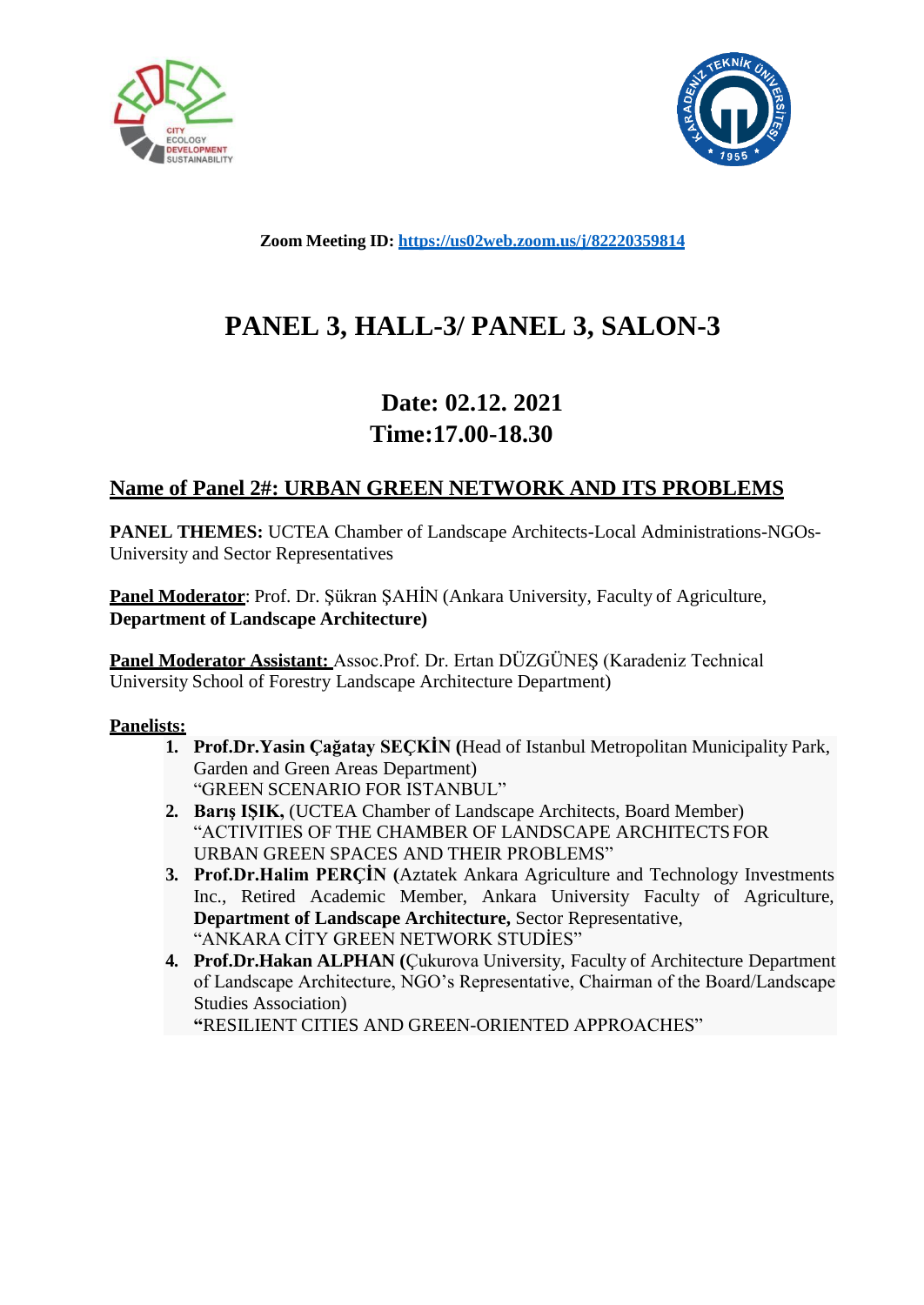**Zoom Meeting ID: https://us02web.zoom.us/j/82220359814**

# PANEL 3, HALL-3/ PANEL 3, SALON-3

## Date: 02.12. 2021
## Time:17.00-18.30

### Name of Panel 2#: URBAN GREEN NETWORK AND ITS PROBLEMS

**PANEL THEMES:** UCTEA Chamber of Landscape Architects-Local Administrations-NGOs-University and Sector Representatives

**Panel Moderator**: Prof. Dr. Şükran ŞAHİN (Ankara University, Faculty of Agriculture, **Department of Landscape Architecture)**

**Panel Moderator Assistant:** Assoc.Prof. Dr. Ertan DÜZGÜNEŞ (Karadeniz Technical University School of Forestry Landscape Architecture Department)

**Panelists:**

1. **Prof.Dr.Yasin Çağatay SEÇKİN (**Head of Istanbul Metropolitan Municipality Park, Garden and Green Areas Department)
   "GREEN SCENARIO FOR ISTANBUL"
2. **Barış IŞIK,** (UCTEA Chamber of Landscape Architects, Board Member)
   "ACTIVITIES OF THE CHAMBER OF LANDSCAPE ARCHITECTS FOR URBAN GREEN SPACES AND THEIR PROBLEMS"
3. **Prof.Dr.Halim PERÇİN (**Aztatek Ankara Agriculture and Technology Investments Inc., Retired Academic Member, Ankara University Faculty of Agriculture, **Department of Landscape Architecture,** Sector Representative,
   "ANKARA CİTY GREEN NETWORK STUDİES"
4. **Prof.Dr.Hakan ALPHAN (**Çukurova University, Faculty of Architecture Department of Landscape Architecture, NGO's Representative, Chairman of the Board/Landscape Studies Association)
   **"**RESILIENT CITIES AND GREEN-ORIENTED APPROACHES"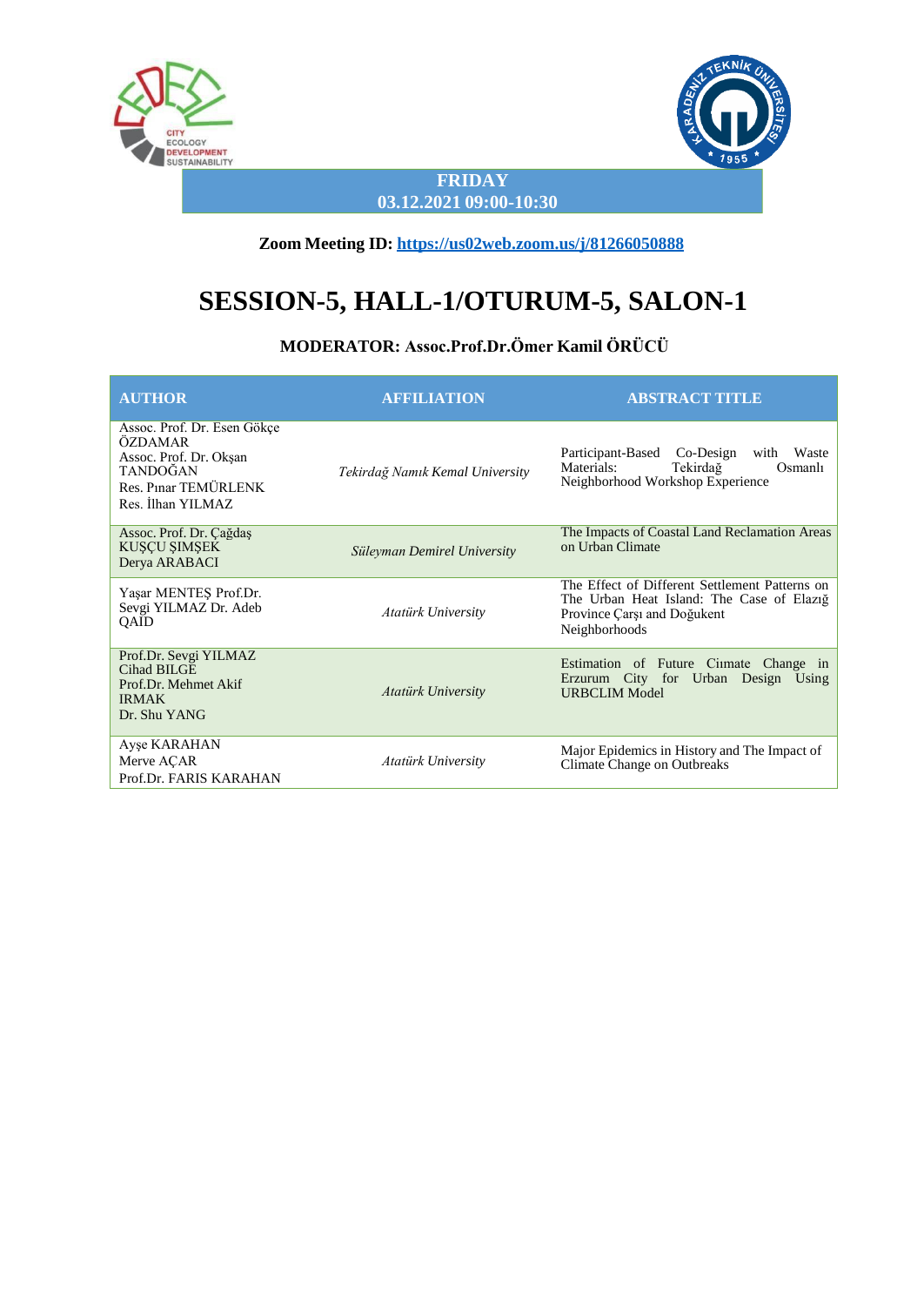**FRIDAY**
**03.12.2021 09:00-10:30**

**Zoom Meeting ID: https://us02web.zoom.us/j/81266050888**

# SESSION-5, HALL-1/OTURUM-5, SALON-1

**MODERATOR: Assoc.Prof.Dr.Ömer Kamil ÖRÜCÜ**

| AUTHOR | AFFILIATION | ABSTRACT TITLE |
|---|---|---|
| Assoc. Prof. Dr. Esen Gökçe ÖZDAMAR<br>Assoc. Prof. Dr. Okşan TANDOĞAN<br>Res. Pınar TEMÜRLENK<br>Res. İlhan YILMAZ | *Tekirdağ Namık Kemal University* | Participant-Based Co-Design with Waste Materials: Tekirdağ Osmanlı Neighborhood Workshop Experience |
| Assoc. Prof. Dr. Çağdaş KUŞÇU ŞIMŞEK<br>Derya ARABACI | *Süleyman Demirel University* | The Impacts of Coastal Land Reclamation Areas on Urban Climate |
| Yaşar MENTEŞ Prof.Dr. Sevgi YILMAZ Dr. Adeb QAID | *Atatürk University* | The Effect of Different Settlement Patterns on The Urban Heat Island: The Case of Elazığ Province Çarşı and Doğukent Neighborhoods |
| Prof.Dr. Sevgi YILMAZ<br>Cihad BILGE<br>Prof.Dr. Mehmet Akif IRMAK<br>Dr. Shu YANG | *Atatürk University* | Estimation of Future Cımate Change in Erzurum City for Urban Design Using URBCLIM Model |
| Ayşe KARAHAN<br>Merve AÇAR<br>Prof.Dr. FARIS KARAHAN | *Atatürk University* | Major Epidemics in History and The Impact of Climate Change on Outbreaks |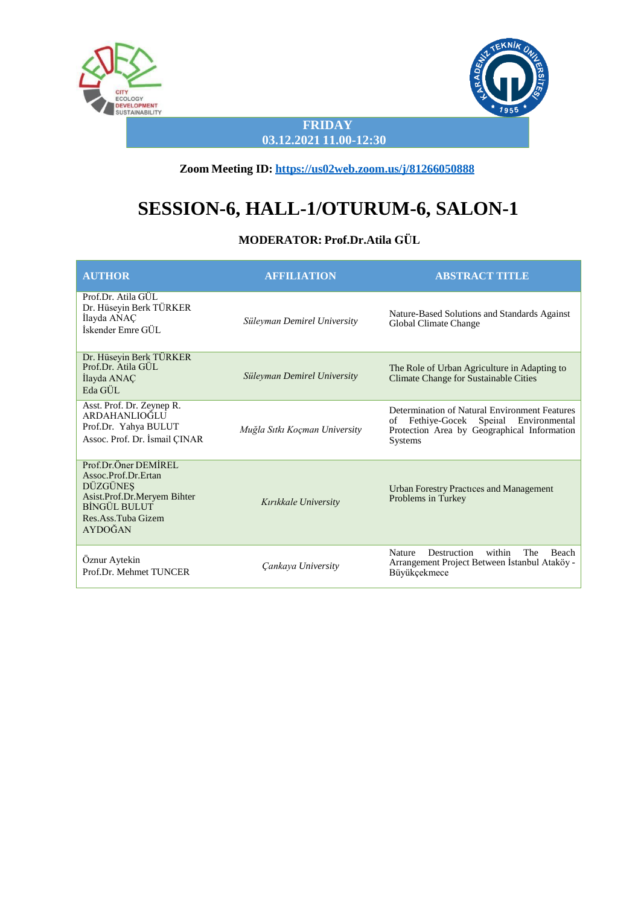**FRIDAY**
**03.12.2021 11.00-12:30**

**Zoom Meeting ID: [https://us02web.zoom.us/j/81266050888](https://us02web.zoom.us/j/81266050888)**

# SESSION-6, HALL-1/OTURUM-6, SALON-1

### MODERATOR: Prof.Dr.Atila GÜL

| AUTHOR | AFFILIATION | ABSTRACT TITLE |
|---|---|---|
| Prof.Dr. Atila GÜL<br>Dr. Hüseyin Berk TÜRKER<br>İlayda ANAÇ<br>İskender Emre GÜL | *Süleyman Demirel University* | Nature-Based Solutions and Standards Against Global Climate Change |
| Dr. Hüseyin Berk TÜRKER<br>Prof.Dr. Atila GÜL<br>İlayda ANAÇ<br>Eda GÜL | *Süleyman Demirel University* | The Role of Urban Agriculture in Adapting to Climate Change for Sustainable Cities |
| Asst. Prof. Dr. Zeynep R. ARDAHANLIOĞLU<br>Prof.Dr. Yahya BULUT<br>Assoc. Prof. Dr. İsmail ÇINAR | *Muğla Sıtkı Koçman University* | Determination of Natural Environment Features of Fethiye-Gocek Speiıal Environmental Protection Area by Geographical Information Systems |
| Prof.Dr.Öner DEMİREL<br>Assoc.Prof.Dr.Ertan DÜZGÜNEŞ<br>Asist.Prof.Dr.Meryem Bihter BİNGÜL BULUT<br>Res.Ass.Tuba Gizem AYDOĞAN | *Kırıkkale University* | Urban Forestry Practıces and Management Problems in Turkey |
| Öznur Aytekin<br>Prof.Dr. Mehmet TUNCER | *Çankaya University* | Nature Destruction within The Beach Arrangement Project Between İstanbul Ataköy - Büyükçekmece |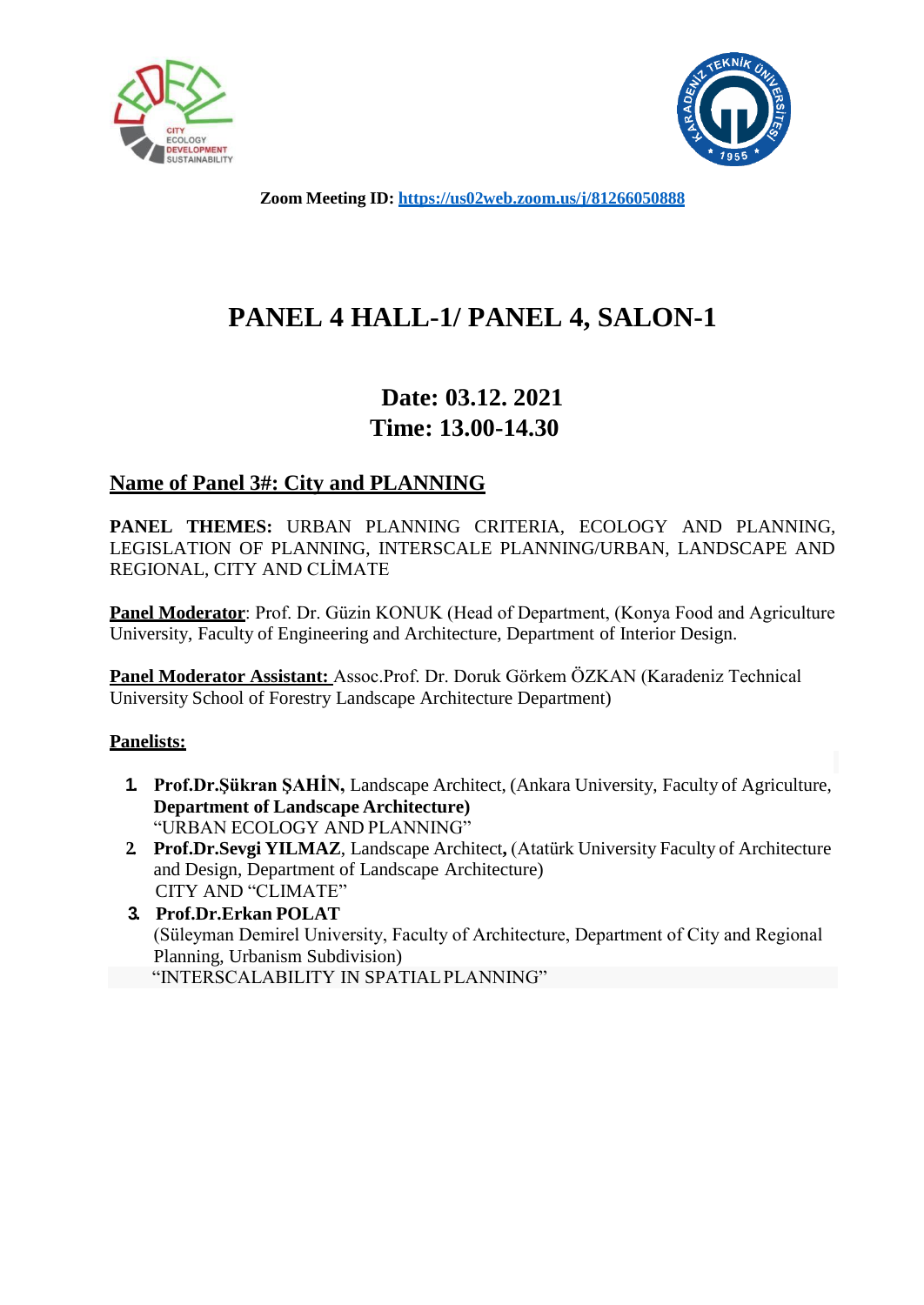**Zoom Meeting ID: [https://us02web.zoom.us/j/81266050888](https://us02web.zoom.us/j/81266050888)**

# PANEL 4 HALL-1/ PANEL 4, SALON-1

## Date: 03.12. 2021
## Time: 13.00-14.30

## Name of Panel 3#: City and PLANNING

**PANEL THEMES:** URBAN PLANNING CRITERIA, ECOLOGY AND PLANNING, LEGISLATION OF PLANNING, INTERSCALE PLANNING/URBAN, LANDSCAPE AND REGIONAL, CITY AND CLİMATE

**Panel Moderator**: Prof. Dr. Güzin KONUK (Head of Department, (Konya Food and Agriculture University, Faculty of Engineering and Architecture, Department of Interior Design.

**Panel Moderator Assistant:** Assoc.Prof. Dr. Doruk Görkem ÖZKAN (Karadeniz Technical University School of Forestry Landscape Architecture Department)

**Panelists:**

1. **Prof.Dr.Şükran ŞAHİN,** Landscape Architect, (Ankara University, Faculty of Agriculture, **Department of Landscape Architecture)**
   "URBAN ECOLOGY AND PLANNING"
2. **Prof.Dr.Sevgi YILMAZ**, Landscape Architect**,** (Atatürk University Faculty of Architecture and Design, Department of Landscape Architecture)
   CITY AND "CLIMATE"
3. **Prof.Dr.Erkan POLAT**
   (Süleyman Demirel University, Faculty of Architecture, Department of City and Regional Planning, Urbanism Subdivision)
   "INTERSCALABILITY IN SPATIAL PLANNING"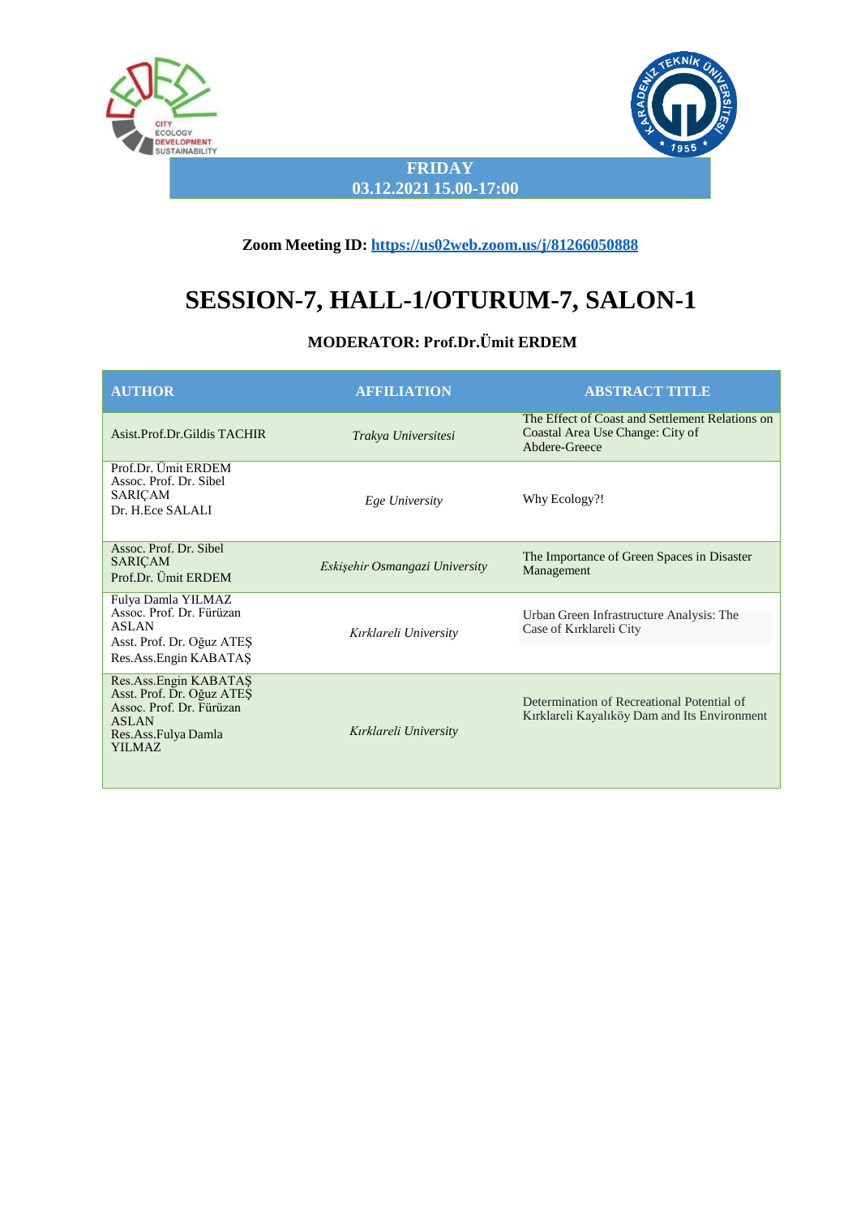**FRIDAY**
**03.12.2021 15.00-17:00**

**Zoom Meeting ID: https://us02web.zoom.us/j/81266050888**

# SESSION-7, HALL-1/OTURUM-7, SALON-1

**MODERATOR: Prof.Dr.Ümit ERDEM**

| AUTHOR | AFFILIATION | ABSTRACT TITLE |
|---|---|---|
| Asist.Prof.Dr.Gildis TACHIR | *Trakya Universitesi* | The Effect of Coast and Settlement Relations on Coastal Area Use Change: City of Abdere-Greece |
| Prof.Dr. Ümit ERDEM<br>Assoc. Prof. Dr. Sibel SARIÇAM<br>Dr. H.Ece SALALI | *Ege University* | Why Ecology?! |
| Assoc. Prof. Dr. Sibel SARIÇAM<br>Prof.Dr. Ümit ERDEM | *Eskişehir Osmangazi University* | The Importance of Green Spaces in Disaster Management |
| Fulya Damla YILMAZ<br>Assoc. Prof. Dr. Fürüzan ASLAN<br>Asst. Prof. Dr. Oğuz ATEŞ<br>Res.Ass.Engin KABATAŞ | *Kırklareli University* | Urban Green Infrastructure Analysis: The Case of Kırklareli City |
| Res.Ass.Engin KABATAŞ<br>Asst. Prof. Dr. Oğuz ATEŞ<br>Assoc. Prof. Dr. Fürüzan ASLAN<br>Res.Ass.Fulya Damla YILMAZ | *Kırklareli University* | Determination of Recreational Potential of Kırklareli Kayalıköy Dam and Its Environment |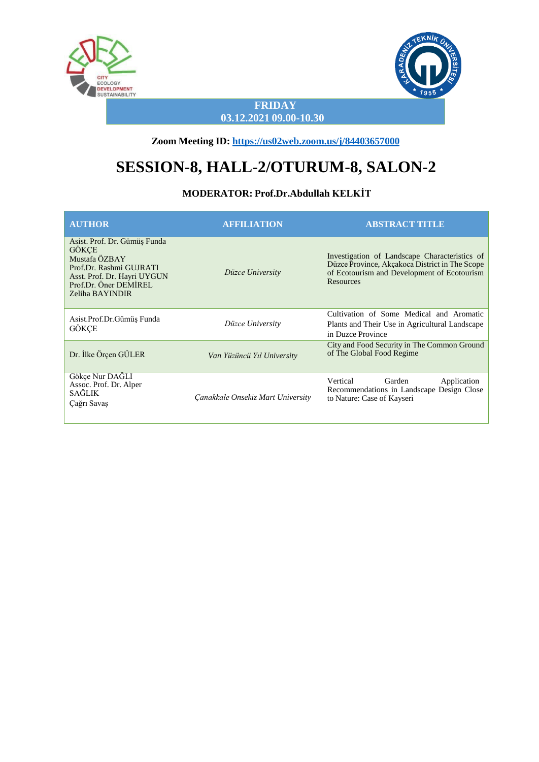**FRIDAY**
**03.12.2021 09.00-10.30**

**Zoom Meeting ID: [https://us02web.zoom.us/j/84403657000](https://us02web.zoom.us/j/84403657000)**

# SESSION-8, HALL-2/OTURUM-8, SALON-2

### MODERATOR: Prof.Dr.Abdullah KELKİT

| AUTHOR | AFFILIATION | ABSTRACT TITLE |
|---|---|---|
| Asist. Prof. Dr. Gümüş Funda GÖKÇE<br>Mustafa ÖZBAY<br>Prof.Dr. Rashmi GUJRATI<br>Asst. Prof. Dr. Hayri UYGUN<br>Prof.Dr. Öner DEMİREL<br>Zeliha BAYINDIR | *Düzce University* | Investigation of Landscape Characteristics of Düzce Province, Akçakoca District in The Scope of Ecotourism and Development of Ecotourism Resources |
| Asist.Prof.Dr.Gümüş Funda GÖKÇE | *Düzce University* | Cultivation of Some Medical and Aromatic Plants and Their Use in Agricultural Landscape in Duzce Province |
| Dr. İlke Örçen GÜLER | *Van Yüzüncü Yıl University* | City and Food Security in The Common Ground of The Global Food Regime |
| Gökçe Nur DAĞLI<br>Assoc. Prof. Dr. Alper SAĞLIK<br>Çağrı Savaş | *Çanakkale Onsekiz Mart University* | Vertical Garden Application Recommendations in Landscape Design Close to Nature: Case of Kayseri |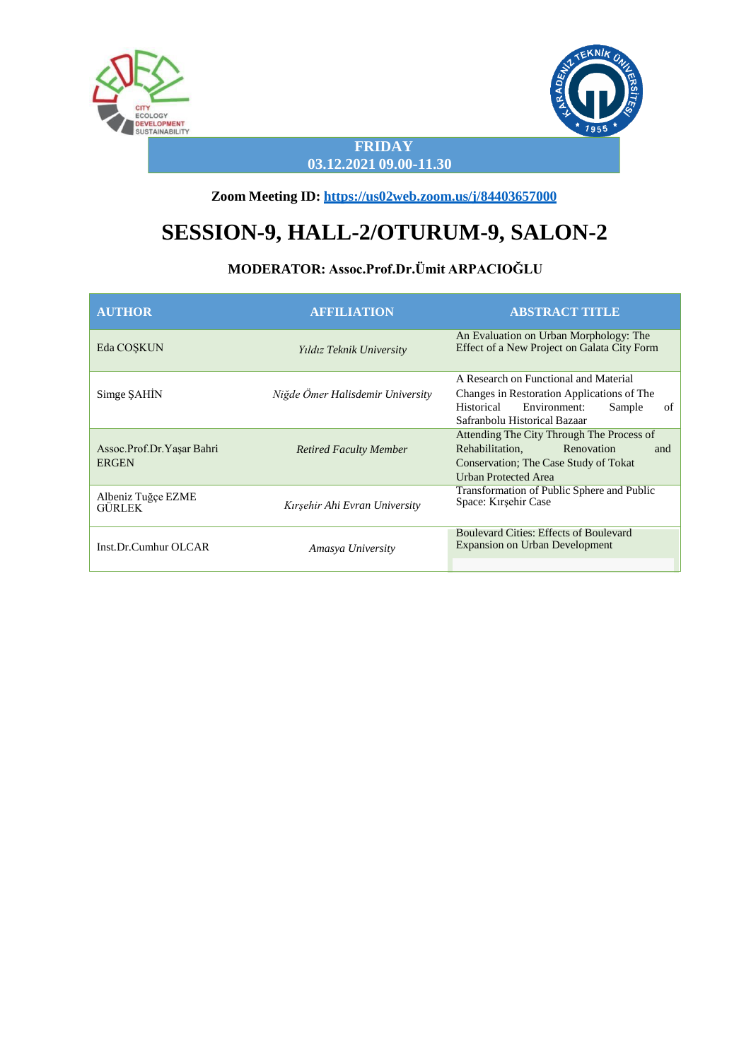**FRIDAY**
**03.12.2021 09.00-11.30**

**Zoom Meeting ID: https://us02web.zoom.us/j/84403657000**

# SESSION-9, HALL-2/OTURUM-9, SALON-2

### MODERATOR: Assoc.Prof.Dr.Ümit ARPACIOĞLU

| AUTHOR | AFFILIATION | ABSTRACT TITLE |
|---|---|---|
| Eda COŞKUN | *Yıldız Teknik University* | An Evaluation on Urban Morphology: The Effect of a New Project on Galata City Form |
| Simge ŞAHİN | *Niğde Ömer Halisdemir University* | A Research on Functional and Material Changes in Restoration Applications of The Historical Environment: Sample of Safranbolu Historical Bazaar |
| Assoc.Prof.Dr.Yaşar Bahri ERGEN | *Retired Faculty Member* | Attending The City Through The Process of Rehabilitation, Renovation and Conservation; The Case Study of Tokat Urban Protected Area |
| Albeniz Tuğçe EZME GÜRLEK | *Kırşehir Ahi Evran University* | Transformation of Public Sphere and Public Space: Kırşehir Case |
| Inst.Dr.Cumhur OLCAR | *Amasya University* | Boulevard Cities: Effects of Boulevard Expansion on Urban Development |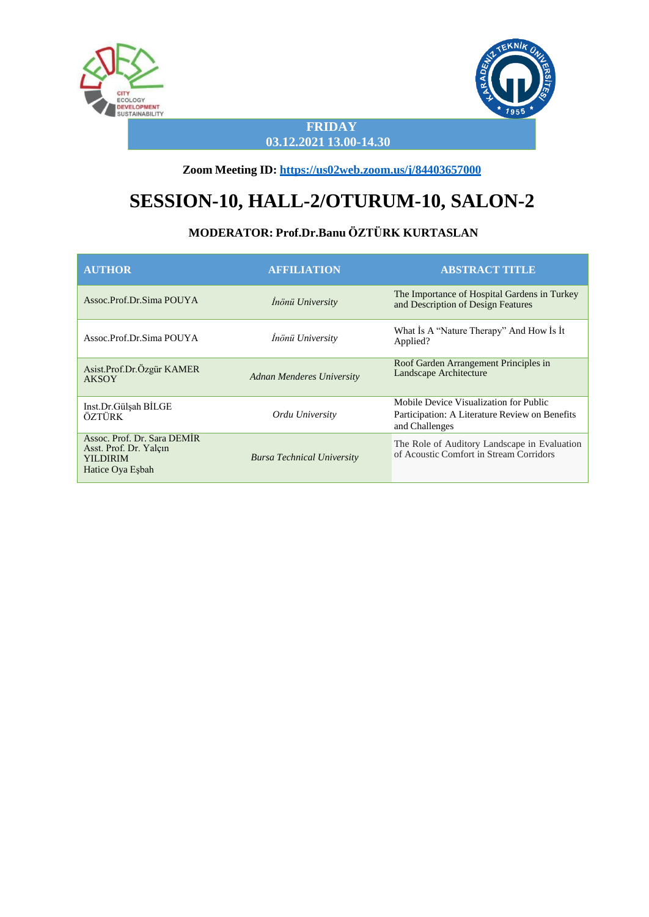**FRIDAY**
**03.12.2021 13.00-14.30**

**Zoom Meeting ID: https://us02web.zoom.us/j/84403657000**

# SESSION-10, HALL-2/OTURUM-10, SALON-2

### MODERATOR: Prof.Dr.Banu ÖZTÜRK KURTASLAN

| AUTHOR | AFFILIATION | ABSTRACT TITLE |
|---|---|---|
| Assoc.Prof.Dr.Sima POUYA | *İnönü University* | The Importance of Hospital Gardens in Turkey and Description of Design Features |
| Assoc.Prof.Dr.Sima POUYA | *İnönü University* | What İs A "Nature Therapy" And How İs İt Applied? |
| Asist.Prof.Dr.Özgür KAMER AKSOY | *Adnan Menderes University* | Roof Garden Arrangement Principles in Landscape Architecture |
| Inst.Dr.Gülşah BİLGE ÖZTÜRK | *Ordu University* | Mobile Device Visualization for Public Participation: A Literature Review on Benefits and Challenges |
| Assoc. Prof. Dr. Sara DEMİR<br>Asst. Prof. Dr. Yalçın YILDIRIM<br>Hatice Oya Eşbah | *Bursa Technical University* | The Role of Auditory Landscape in Evaluation of Acoustic Comfort in Stream Corridors |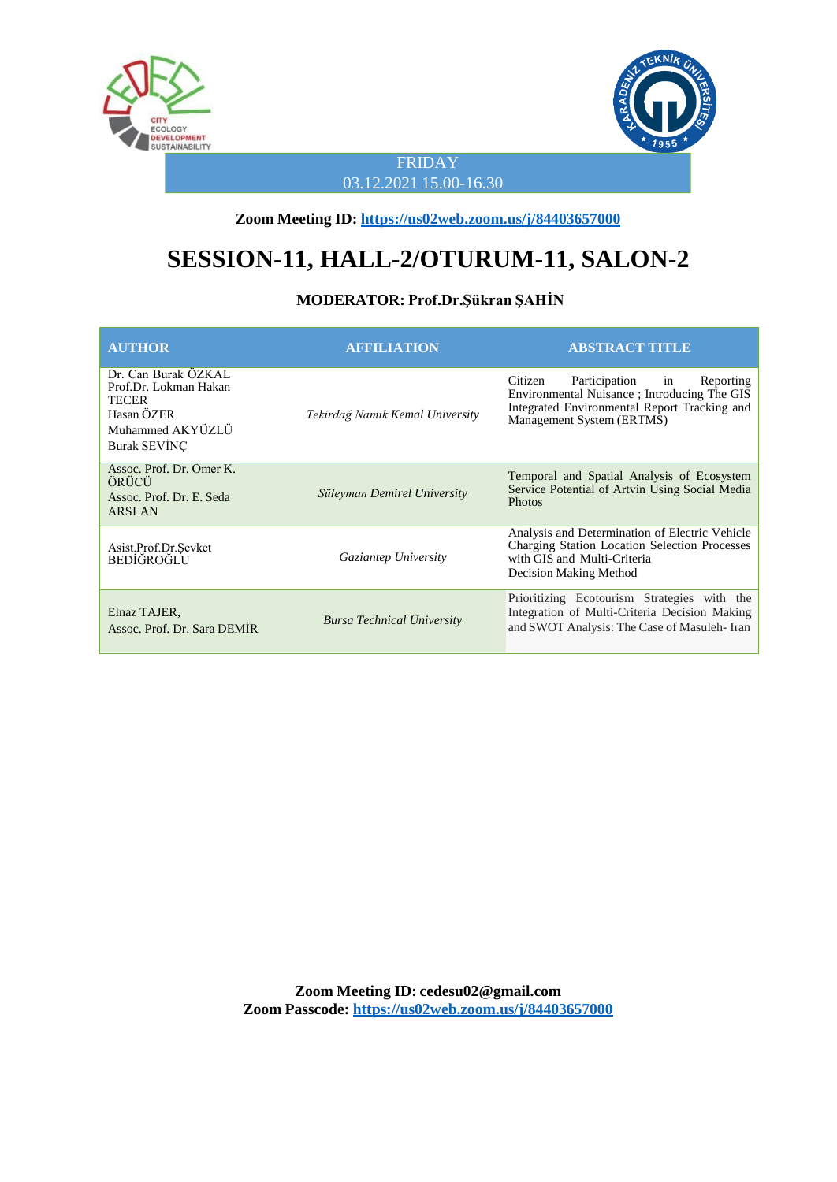FRIDAY

03.12.2021 15.00-16.30

**Zoom Meeting ID: [https://us02web.zoom.us/j/84403657000](https://us02web.zoom.us/j/84403657000)**

# SESSION-11, HALL-2/OTURUM-11, SALON-2

**MODERATOR: Prof.Dr.Şükran ŞAHİN**

| AUTHOR | AFFILIATION | ABSTRACT TITLE |
|---|---|---|
| Dr. Can Burak ÖZKAL<br>Prof.Dr. Lokman Hakan TECER<br>Hasan ÖZER<br>Muhammed AKYÜZLÜ<br>Burak SEVİNÇ | *Tekirdağ Namık Kemal University* | Citizen Participation in Reporting Environmental Nuisance ; Introducing The GIS Integrated Environmental Report Tracking and Management System (ERTMS) |
| Assoc. Prof. Dr. Omer K. ÖRÜCÜ<br>Assoc. Prof. Dr. E. Seda ARSLAN | *Süleyman Demirel University* | Temporal and Spatial Analysis of Ecosystem Service Potential of Artvin Using Social Media Photos |
| Asist.Prof.Dr.Şevket BEDİĞROĞLU | *Gaziantep University* | Analysis and Determination of Electric Vehicle Charging Station Location Selection Processes with GIS and Multi-Criteria Decision Making Method |
| Elnaz TAJER,<br>Assoc. Prof. Dr. Sara DEMİR | *Bursa Technical University* | Prioritizing Ecotourism Strategies with the Integration of Multi-Criteria Decision Making and SWOT Analysis: The Case of Masuleh- Iran |

**Zoom Meeting ID: cedesu02@gmail.com**
**Zoom Passcode: [https://us02web.zoom.us/j/84403657000](https://us02web.zoom.us/j/84403657000)**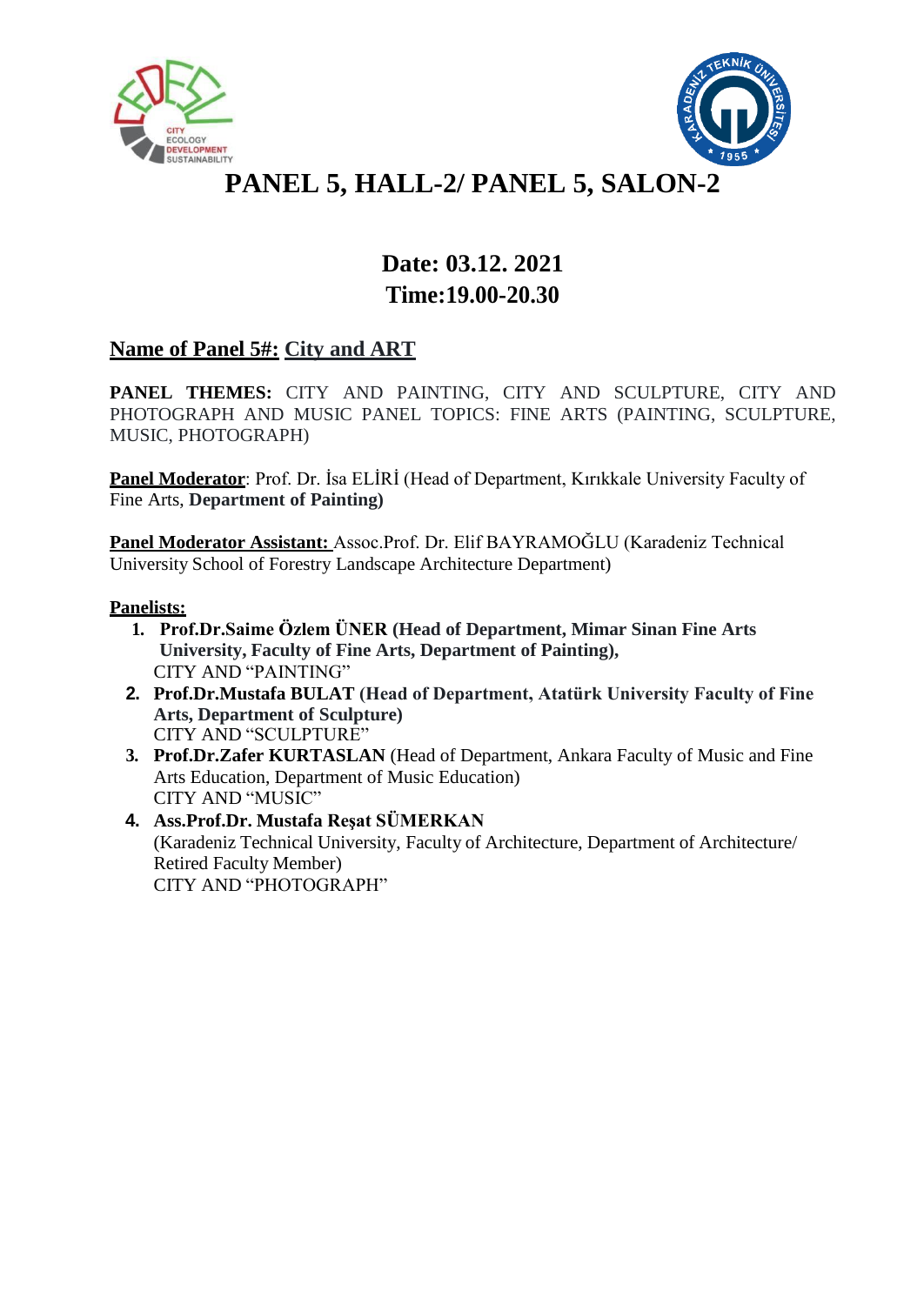# PANEL 5, HALL-2/ PANEL 5, SALON-2

## Date: 03.12. 2021
## Time:19.00-20.30

**Name of Panel 5#: City and ART**

**PANEL THEMES:** CITY AND PAINTING, CITY AND SCULPTURE, CITY AND PHOTOGRAPH AND MUSIC PANEL TOPICS: FINE ARTS (PAINTING, SCULPTURE, MUSIC, PHOTOGRAPH)

**Panel Moderator**: Prof. Dr. İsa ELİRİ (Head of Department, Kırıkkale University Faculty of Fine Arts, **Department of Painting)**

**Panel Moderator Assistant:** Assoc.Prof. Dr. Elif BAYRAMOĞLU (Karadeniz Technical University School of Forestry Landscape Architecture Department)

**Panelists:**

1. **Prof.Dr.Saime Özlem ÜNER (Head of Department, Mimar Sinan Fine Arts University, Faculty of Fine Arts, Department of Painting),**
   CITY AND "PAINTING"
2. **Prof.Dr.Mustafa BULAT (Head of Department, Atatürk University Faculty of Fine Arts, Department of Sculpture)**
   CITY AND "SCULPTURE"
3. **Prof.Dr.Zafer KURTASLAN** (Head of Department, Ankara Faculty of Music and Fine Arts Education, Department of Music Education)
   CITY AND "MUSIC"
4. **Ass.Prof.Dr. Mustafa Reşat SÜMERKAN**
   (Karadeniz Technical University, Faculty of Architecture, Department of Architecture/ Retired Faculty Member)
   CITY AND "PHOTOGRAPH"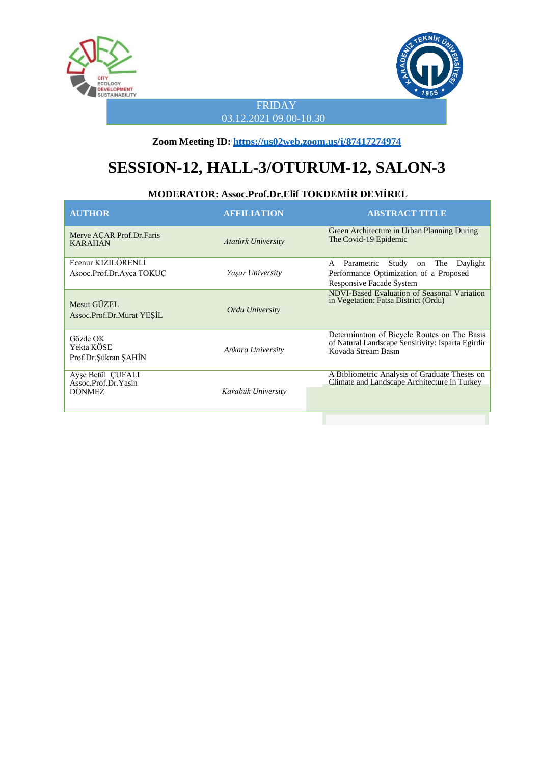FRIDAY
03.12.2021 09.00-10.30

**Zoom Meeting ID: https://us02web.zoom.us/j/87417274974**

# SESSION-12, HALL-3/OTURUM-12, SALON-3

**MODERATOR: Assoc.Prof.Dr.Elif TOKDEMİR DEMİREL**

| AUTHOR | AFFILIATION | ABSTRACT TITLE |
|---|---|---|
| Merve AÇAR Prof.Dr.Faris KARAHAN | *Atatürk University* | Green Architecture in Urban Planning During The Covid-19 Epidemic |
| Ecenur KIZILÖRENLİ<br>Asooc.Prof.Dr.Ayça TOKUÇ | *Yaşar University* | A Parametric Study on The Daylight Performance Optimization of a Proposed Responsive Facade System |
| Mesut GÜZEL<br>Assoc.Prof.Dr.Murat YEŞİL | *Ordu University* | NDVI-Based Evaluation of Seasonal Variation in Vegetation: Fatsa District (Ordu) |
| Gözde OK<br>Yekta KÖSE<br>Prof.Dr.Şükran ŞAHİN | *Ankara University* | Determinatıon of Bicycle Routes on The Basıs of Natural Landscape Sensitivity: Isparta Egirdir Kovada Stream Basın |
| Ayşe Betül ÇUFALI<br>Assoc.Prof.Dr.Yasin DÖNMEZ | *Karabük University* | A Bibliometric Analysis of Graduate Theses on Climate and Landscape Architecture in Turkey |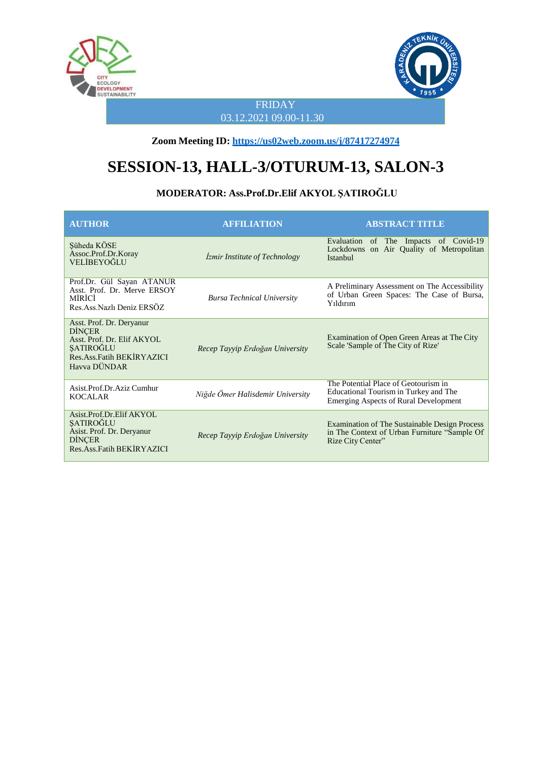FRIDAY
03.12.2021 09.00-11.30

**Zoom Meeting ID: https://us02web.zoom.us/j/87417274974**

# SESSION-13, HALL-3/OTURUM-13, SALON-3

**MODERATOR: Ass.Prof.Dr.Elif AKYOL ŞATIROĞLU**

| AUTHOR | AFFILIATION | ABSTRACT TITLE |
|---|---|---|
| Şüheda KÖSE<br>Assoc.Prof.Dr.Koray VELİBEYOĞLU | *İzmir Institute of Technology* | Evaluation of The Impacts of Covid-19 Lockdowns on Air Quality of Metropolitan Istanbul |
| Prof.Dr. Gül Sayan ATANUR<br>Asst. Prof. Dr. Merve ERSOY MİRİCİ<br>Res.Ass.Nazlı Deniz ERSÖZ | *Bursa Technical University* | A Preliminary Assessment on The Accessibility of Urban Green Spaces: The Case of Bursa, Yıldırım |
| Asst. Prof. Dr. Deryanur DİNÇER<br>Asst. Prof. Dr. Elif AKYOL ŞATIROĞLU<br>Res.Ass.Fatih BEKİRYAZICI<br>Havva DÜNDAR | *Recep Tayyip Erdoğan University* | Examination of Open Green Areas at The City Scale 'Sample of The City of Rize' |
| Asist.Prof.Dr.Aziz Cumhur KOCALAR | *Niğde Ömer Halisdemir University* | The Potential Place of Geotourism in Educational Tourism in Turkey and The Emerging Aspects of Rural Development |
| Asist.Prof.Dr.Elif AKYOL ŞATIROĞLU<br>Asist. Prof. Dr. Deryanur DİNÇER<br>Res.Ass.Fatih BEKİRYAZICI | *Recep Tayyip Erdoğan University* | Examination of The Sustainable Design Process in The Context of Urban Furniture "Sample Of Rize City Center" |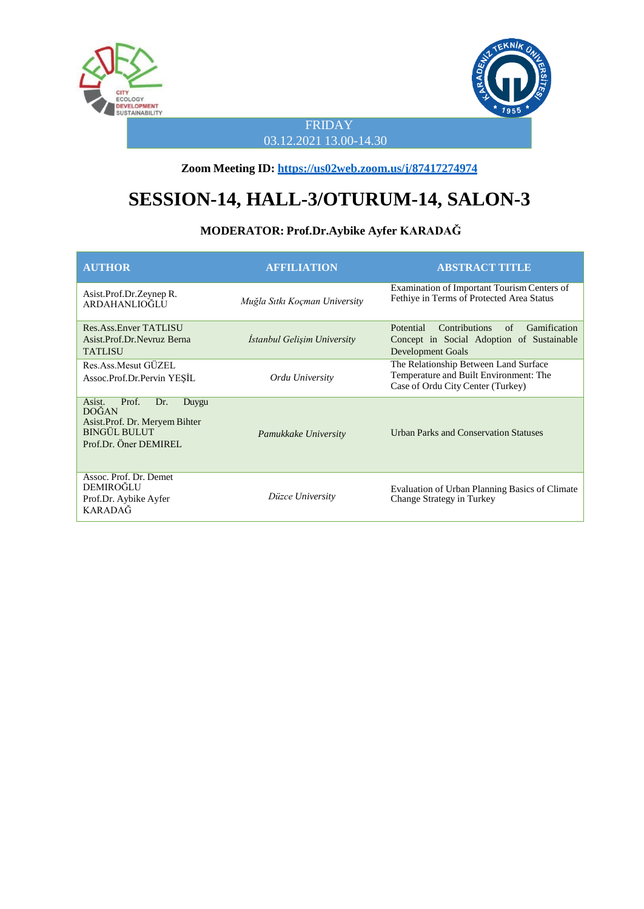FRIDAY
03.12.2021 13.00-14.30

**Zoom Meeting ID: https://us02web.zoom.us/j/87417274974**

# SESSION-14, HALL-3/OTURUM-14, SALON-3

### MODERATOR: Prof.Dr.Aybike Ayfer KARADAĞ

| AUTHOR | AFFILIATION | ABSTRACT TITLE |
| --- | --- | --- |
| Asist.Prof.Dr.Zeynep R. ARDAHANLIOĞLU | *Muğla Sıtkı Koçman University* | Examination of Important Tourism Centers of Fethiye in Terms of Protected Area Status |
| Res.Ass.Enver TATLISU<br>Asist.Prof.Dr.Nevruz Berna TATLISU | *İstanbul Gelişim University* | Potential Contributions of Gamification Concept in Social Adoption of Sustainable Development Goals |
| Res.Ass.Mesut GÜZEL<br>Assoc.Prof.Dr.Pervin YEŞİL | *Ordu University* | The Relationship Between Land Surface Temperature and Built Environment: The Case of Ordu City Center (Turkey) |
| Asist. Prof. Dr. Duygu DOĞAN<br>Asist.Prof. Dr. Meryem Bihter BINGÜL BULUT<br>Prof.Dr. Öner DEMIREL | *Pamukkake University* | Urban Parks and Conservation Statuses |
| Assoc. Prof. Dr. Demet DEMIROĞLU<br>Prof.Dr. Aybike Ayfer KARADAĞ | *Düzce University* | Evaluation of Urban Planning Basics of Climate Change Strategy in Turkey |